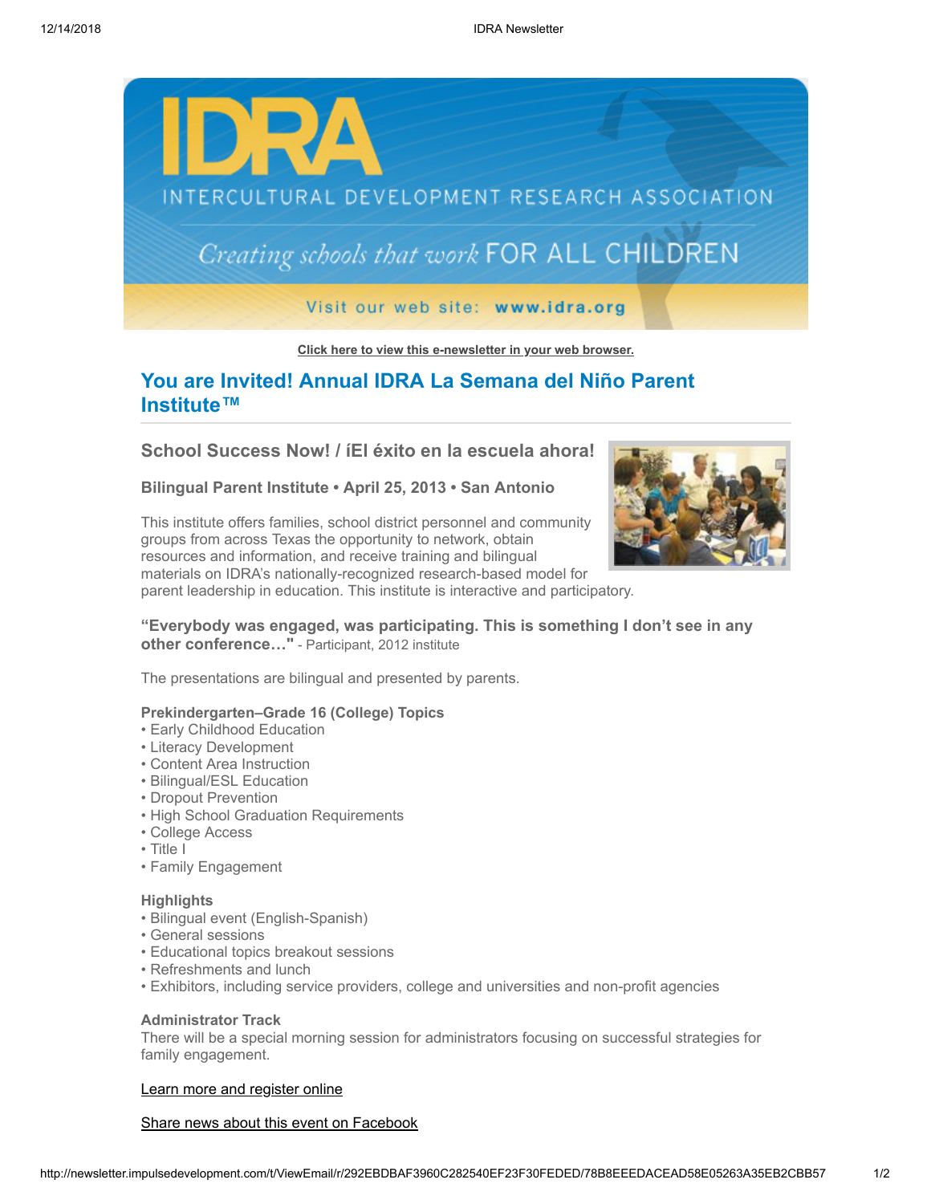IDRA

INTERCULTURAL DEVELOPMENT RESEARCH ASSOCIATION

*Creating schools that work* FOR ALL CHILDREN

Visit our web site: **www.idra.org**

Click here to view this e-newsletter in your web browser.

## You are Invited! Annual IDRA La Semana del Niño Parent Institute™

### School Success Now! / ¡El éxito en la escuela ahora!

**Bilingual Parent Institute • April 25, 2013 • San Antonio**

This institute offers families, school district personnel and community groups from across Texas the opportunity to network, obtain resources and information, and receive training and bilingual materials on IDRA's nationally-recognized research-based model for parent leadership in education. This institute is interactive and participatory.

**"Everybody was engaged, was participating. This is something I don't see in any other conference…"** - Participant, 2012 institute

The presentations are bilingual and presented by parents.

**Prekindergarten–Grade 16 (College) Topics**
- Early Childhood Education
- Literacy Development
- Content Area Instruction
- Bilingual/ESL Education
- Dropout Prevention
- High School Graduation Requirements
- College Access
- Title I
- Family Engagement

**Highlights**
- Bilingual event (English-Spanish)
- General sessions
- Educational topics breakout sessions
- Refreshments and lunch
- Exhibitors, including service providers, college and universities and non-profit agencies

**Administrator Track**
There will be a special morning session for administrators focusing on successful strategies for family engagement.

Learn more and register online

Share news about this event on Facebook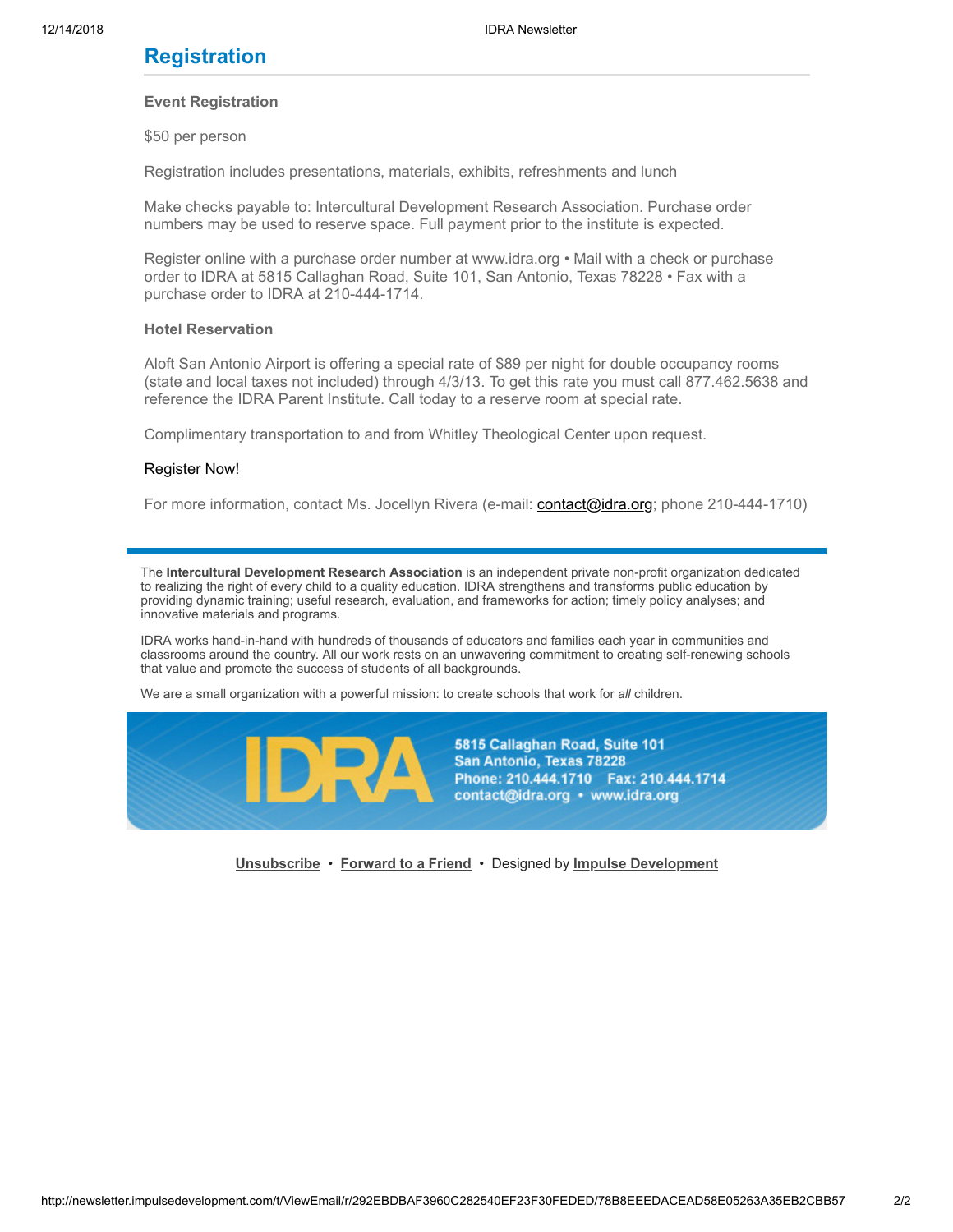## Registration

### Event Registration

$50 per person

Registration includes presentations, materials, exhibits, refreshments and lunch

Make checks payable to: Intercultural Development Research Association. Purchase order numbers may be used to reserve space. Full payment prior to the institute is expected.

Register online with a purchase order number at www.idra.org • Mail with a check or purchase order to IDRA at 5815 Callaghan Road, Suite 101, San Antonio, Texas 78228 • Fax with a purchase order to IDRA at 210-444-1714.

### Hotel Reservation

Aloft San Antonio Airport is offering a special rate of $89 per night for double occupancy rooms (state and local taxes not included) through 4/3/13. To get this rate you must call 877.462.5638 and reference the IDRA Parent Institute. Call today to a reserve room at special rate.

Complimentary transportation to and from Whitley Theological Center upon request.

Register Now!

For more information, contact Ms. Jocellyn Rivera (e-mail: contact@idra.org; phone 210-444-1710)

---

The **Intercultural Development Research Association** is an independent private non-profit organization dedicated to realizing the right of every child to a quality education. IDRA strengthens and transforms public education by providing dynamic training; useful research, evaluation, and frameworks for action; timely policy analyses; and innovative materials and programs.

IDRA works hand-in-hand with hundreds of thousands of educators and families each year in communities and classrooms around the country. All our work rests on an unwavering commitment to creating self-renewing schools that value and promote the success of students of all backgrounds.

We are a small organization with a powerful mission: to create schools that work for *all* children.

IDRA

5815 Callaghan Road, Suite 101
San Antonio, Texas 78228
Phone: 210.444.1710 Fax: 210.444.1714
contact@idra.org • www.idra.org

Unsubscribe • Forward to a Friend • Designed by Impulse Development